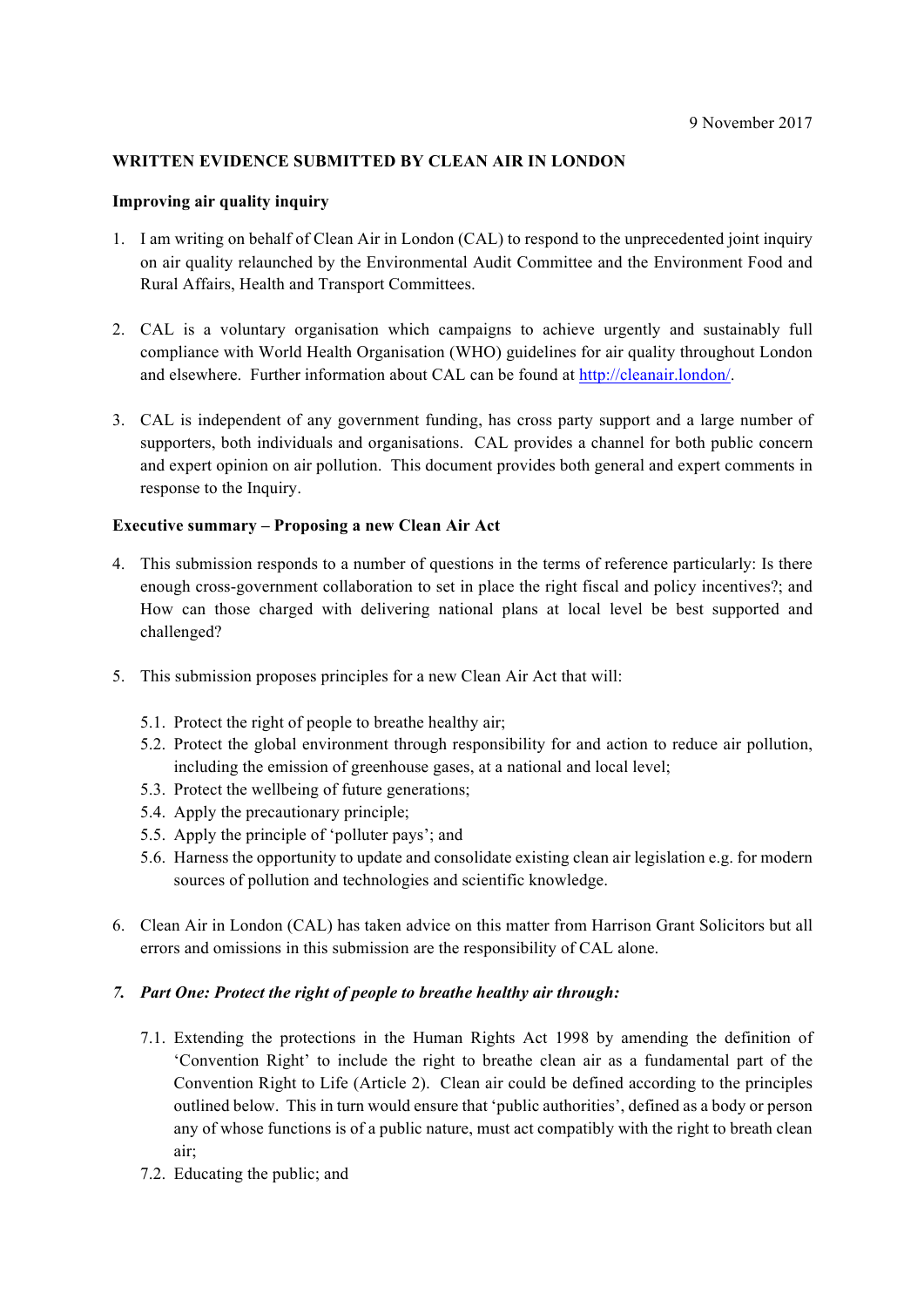9 November 2017

**WRITTEN EVIDENCE SUBMITTED BY CLEAN AIR IN LONDON**

**Improving air quality inquiry**

1. I am writing on behalf of Clean Air in London (CAL) to respond to the unprecedented joint inquiry on air quality relaunched by the Environmental Audit Committee and the Environment Food and Rural Affairs, Health and Transport Committees.

2. CAL is a voluntary organisation which campaigns to achieve urgently and sustainably full compliance with World Health Organisation (WHO) guidelines for air quality throughout London and elsewhere. Further information about CAL can be found at http://cleanair.london/.

3. CAL is independent of any government funding, has cross party support and a large number of supporters, both individuals and organisations. CAL provides a channel for both public concern and expert opinion on air pollution. This document provides both general and expert comments in response to the Inquiry.

**Executive summary – Proposing a new Clean Air Act**

4. This submission responds to a number of questions in the terms of reference particularly: Is there enough cross-government collaboration to set in place the right fiscal and policy incentives?; and How can those charged with delivering national plans at local level be best supported and challenged?

5. This submission proposes principles for a new Clean Air Act that will:

   5.1. Protect the right of people to breathe healthy air;
   5.2. Protect the global environment through responsibility for and action to reduce air pollution, including the emission of greenhouse gases, at a national and local level;
   5.3. Protect the wellbeing of future generations;
   5.4. Apply the precautionary principle;
   5.5. Apply the principle of 'polluter pays'; and
   5.6. Harness the opportunity to update and consolidate existing clean air legislation e.g. for modern sources of pollution and technologies and scientific knowledge.

6. Clean Air in London (CAL) has taken advice on this matter from Harrison Grant Solicitors but all errors and omissions in this submission are the responsibility of CAL alone.

7. ***Part One: Protect the right of people to breathe healthy air through:***

   7.1. Extending the protections in the Human Rights Act 1998 by amending the definition of 'Convention Right' to include the right to breathe clean air as a fundamental part of the Convention Right to Life (Article 2). Clean air could be defined according to the principles outlined below. This in turn would ensure that 'public authorities', defined as a body or person any of whose functions is of a public nature, must act compatibly with the right to breath clean air;
   7.2. Educating the public; and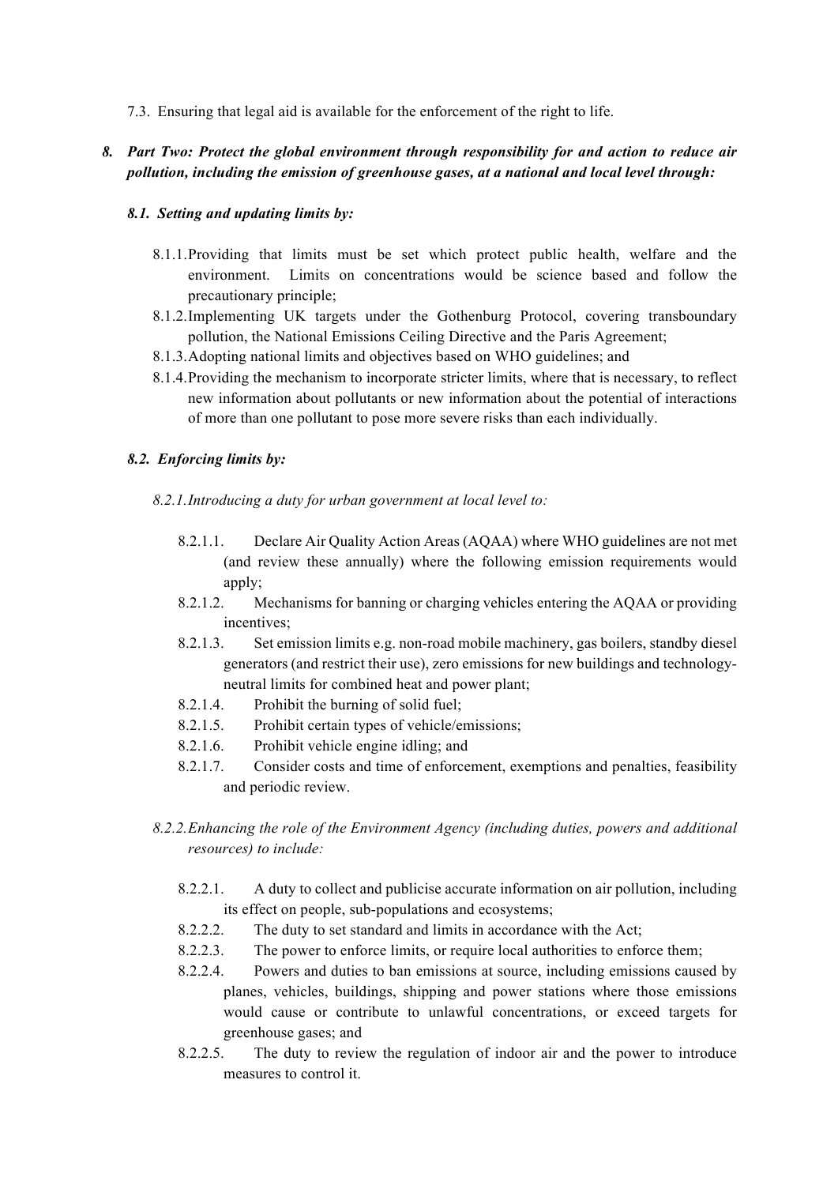7.3. Ensuring that legal aid is available for the enforcement of the right to life.

***8. Part Two: Protect the global environment through responsibility for and action to reduce air pollution, including the emission of greenhouse gases, at a national and local level through:***

***8.1. Setting and updating limits by:***

8.1.1. Providing that limits must be set which protect public health, welfare and the environment. Limits on concentrations would be science based and follow the precautionary principle;

8.1.2. Implementing UK targets under the Gothenburg Protocol, covering transboundary pollution, the National Emissions Ceiling Directive and the Paris Agreement;

8.1.3. Adopting national limits and objectives based on WHO guidelines; and

8.1.4. Providing the mechanism to incorporate stricter limits, where that is necessary, to reflect new information about pollutants or new information about the potential of interactions of more than one pollutant to pose more severe risks than each individually.

***8.2. Enforcing limits by:***

*8.2.1. Introducing a duty for urban government at local level to:*

8.2.1.1. Declare Air Quality Action Areas (AQAA) where WHO guidelines are not met (and review these annually) where the following emission requirements would apply;

8.2.1.2. Mechanisms for banning or charging vehicles entering the AQAA or providing incentives;

8.2.1.3. Set emission limits e.g. non-road mobile machinery, gas boilers, standby diesel generators (and restrict their use), zero emissions for new buildings and technology-neutral limits for combined heat and power plant;

8.2.1.4. Prohibit the burning of solid fuel;

8.2.1.5. Prohibit certain types of vehicle/emissions;

8.2.1.6. Prohibit vehicle engine idling; and

8.2.1.7. Consider costs and time of enforcement, exemptions and penalties, feasibility and periodic review.

*8.2.2. Enhancing the role of the Environment Agency (including duties, powers and additional resources) to include:*

8.2.2.1. A duty to collect and publicise accurate information on air pollution, including its effect on people, sub-populations and ecosystems;

8.2.2.2. The duty to set standard and limits in accordance with the Act;

8.2.2.3. The power to enforce limits, or require local authorities to enforce them;

8.2.2.4. Powers and duties to ban emissions at source, including emissions caused by planes, vehicles, buildings, shipping and power stations where those emissions would cause or contribute to unlawful concentrations, or exceed targets for greenhouse gases; and

8.2.2.5. The duty to review the regulation of indoor air and the power to introduce measures to control it.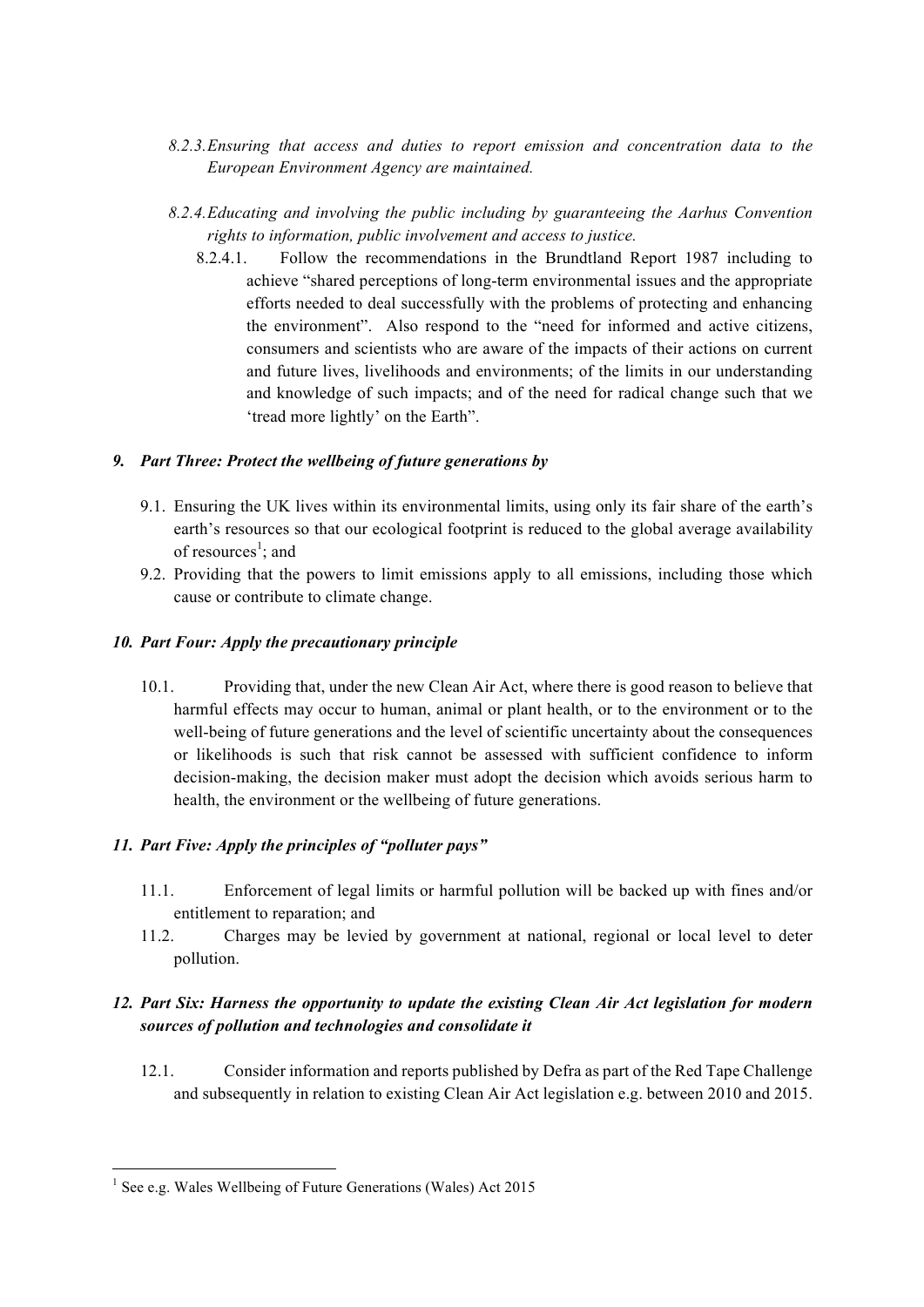*8.2.3. Ensuring that access and duties to report emission and concentration data to the European Environment Agency are maintained.*

*8.2.4. Educating and involving the public including by guaranteeing the Aarhus Convention rights to information, public involvement and access to justice.*

8.2.4.1. Follow the recommendations in the Brundtland Report 1987 including to achieve "shared perceptions of long-term environmental issues and the appropriate efforts needed to deal successfully with the problems of protecting and enhancing the environment". Also respond to the "need for informed and active citizens, consumers and scientists who are aware of the impacts of their actions on current and future lives, livelihoods and environments; of the limits in our understanding and knowledge of such impacts; and of the need for radical change such that we 'tread more lightly' on the Earth".

### *9. Part Three: Protect the wellbeing of future generations by*

9.1. Ensuring the UK lives within its environmental limits, using only its fair share of the earth's earth's resources so that our ecological footprint is reduced to the global average availability of resources[1]; and

9.2. Providing that the powers to limit emissions apply to all emissions, including those which cause or contribute to climate change.

### *10. Part Four: Apply the precautionary principle*

10.1. Providing that, under the new Clean Air Act, where there is good reason to believe that harmful effects may occur to human, animal or plant health, or to the environment or to the well-being of future generations and the level of scientific uncertainty about the consequences or likelihoods is such that risk cannot be assessed with sufficient confidence to inform decision-making, the decision maker must adopt the decision which avoids serious harm to health, the environment or the wellbeing of future generations.

### *11. Part Five: Apply the principles of "polluter pays"*

11.1. Enforcement of legal limits or harmful pollution will be backed up with fines and/or entitlement to reparation; and

11.2. Charges may be levied by government at national, regional or local level to deter pollution.

### *12. Part Six: Harness the opportunity to update the existing Clean Air Act legislation for modern sources of pollution and technologies and consolidate it*

12.1. Consider information and reports published by Defra as part of the Red Tape Challenge and subsequently in relation to existing Clean Air Act legislation e.g. between 2010 and 2015.

---

[1] See e.g. Wales Wellbeing of Future Generations (Wales) Act 2015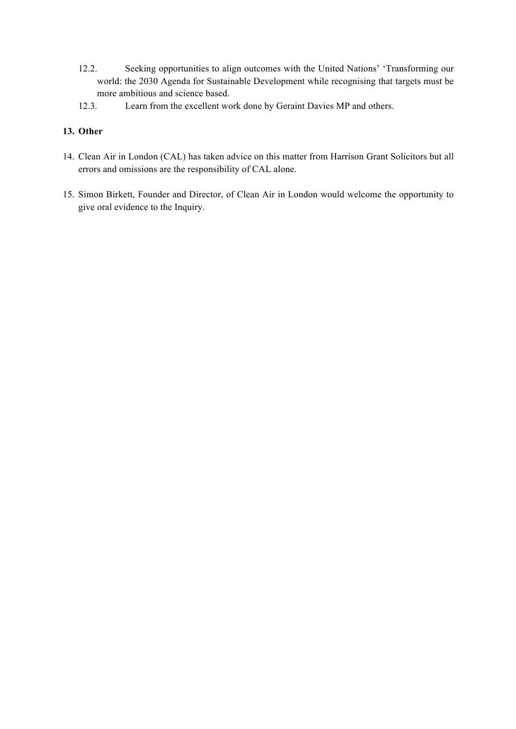12.2. Seeking opportunities to align outcomes with the United Nations' 'Transforming our world: the 2030 Agenda for Sustainable Development while recognising that targets must be more ambitious and science based.

12.3. Learn from the excellent work done by Geraint Davies MP and others.

**13. Other**

14. Clean Air in London (CAL) has taken advice on this matter from Harrison Grant Solicitors but all errors and omissions are the responsibility of CAL alone.

15. Simon Birkett, Founder and Director, of Clean Air in London would welcome the opportunity to give oral evidence to the Inquiry.